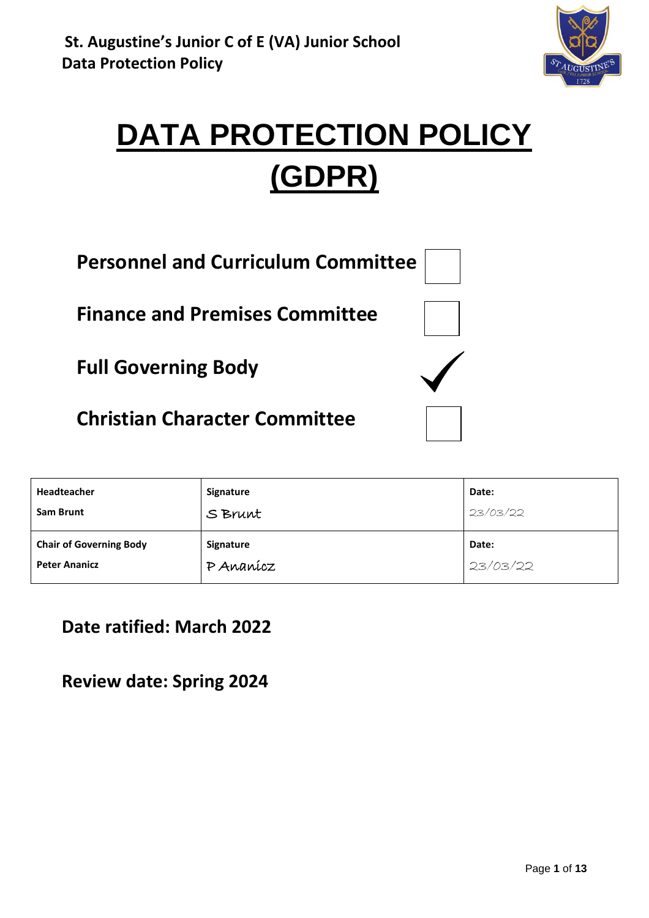**St. Augustine's Junior C of E (VA) Junior School**
**Data Protection Policy**

# DATA PROTECTION POLICY (GDPR)

**Personnel and Curriculum Committee** ☐

**Finance and Premises Committee** ☐

**Full Governing Body** ✓

**Christian Character Committee** ☐

| | | |
|---|---|---|
| **Headteacher**<br>**Sam Brunt** | **Signature**<br>S Brunt | **Date:**<br>23/03/22 |
| **Chair of Governing Body**<br>**Peter Ananicz** | **Signature**<br>P Ananicz | **Date:**<br>23/03/22 |

**Date ratified: March 2022**

**Review date: Spring 2024**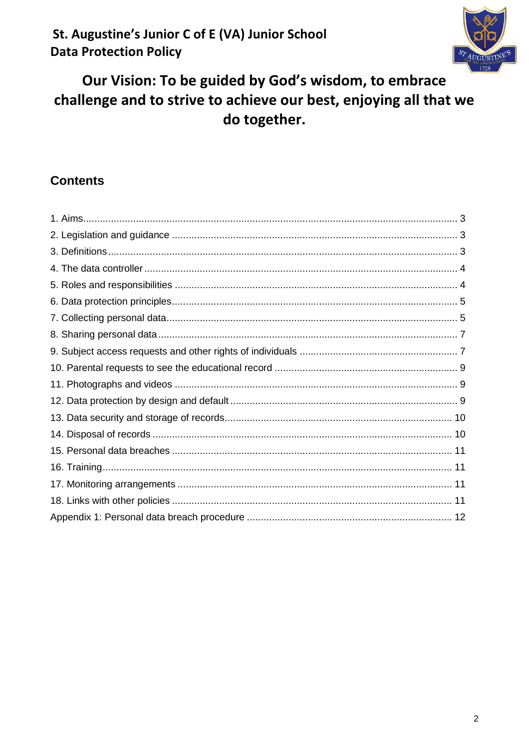# St. Augustine's Junior C of E (VA) Junior School
## Data Protection Policy

## Our Vision: To be guided by God's wisdom, to embrace challenge and to strive to achieve our best, enjoying all that we do together.

### Contents

1. Aims ..... 3
2. Legislation and guidance ..... 3
3. Definitions ..... 3
4. The data controller ..... 4
5. Roles and responsibilities ..... 4
6. Data protection principles ..... 5
7. Collecting personal data ..... 5
8. Sharing personal data ..... 7
9. Subject access requests and other rights of individuals ..... 7
10. Parental requests to see the educational record ..... 9
11. Photographs and videos ..... 9
12. Data protection by design and default ..... 9
13. Data security and storage of records ..... 10
14. Disposal of records ..... 10
15. Personal data breaches ..... 11
16. Training ..... 11
17. Monitoring arrangements ..... 11
18. Links with other policies ..... 11

Appendix 1: Personal data breach procedure ..... 12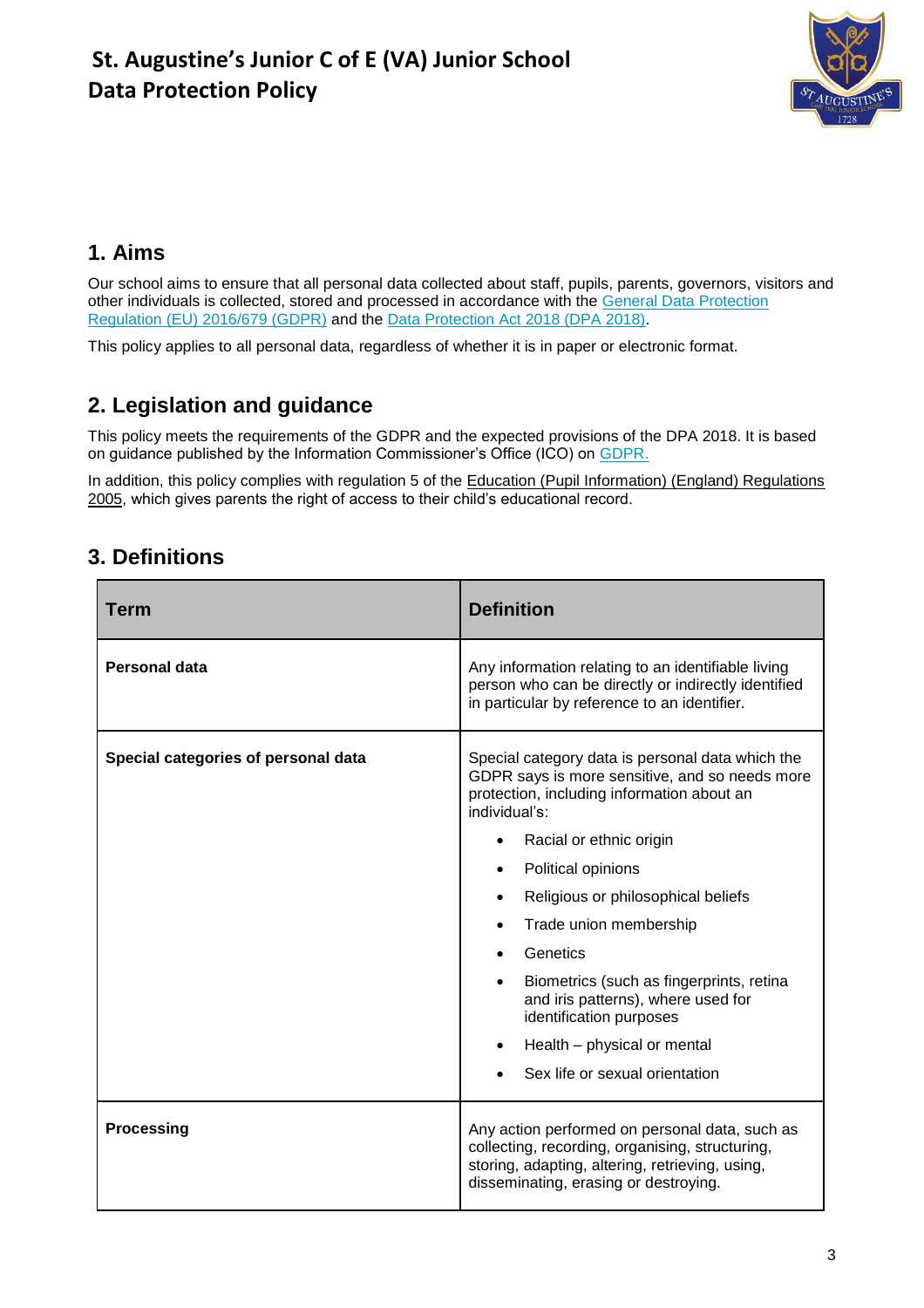## 1. Aims

Our school aims to ensure that all personal data collected about staff, pupils, parents, governors, visitors and other individuals is collected, stored and processed in accordance with the General Data Protection Regulation (EU) 2016/679 (GDPR) and the Data Protection Act 2018 (DPA 2018).

This policy applies to all personal data, regardless of whether it is in paper or electronic format.

## 2. Legislation and guidance

This policy meets the requirements of the GDPR and the expected provisions of the DPA 2018. It is based on guidance published by the Information Commissioner's Office (ICO) on GDPR.

In addition, this policy complies with regulation 5 of the Education (Pupil Information) (England) Regulations 2005, which gives parents the right of access to their child's educational record.

## 3. Definitions

| Term | Definition |
|---|---|
| **Personal data** | Any information relating to an identifiable living person who can be directly or indirectly identified in particular by reference to an identifier. |
| **Special categories of personal data** | Special category data is personal data which the GDPR says is more sensitive, and so needs more protection, including information about an individual's:<br>• Racial or ethnic origin<br>• Political opinions<br>• Religious or philosophical beliefs<br>• Trade union membership<br>• Genetics<br>• Biometrics (such as fingerprints, retina and iris patterns), where used for identification purposes<br>• Health – physical or mental<br>• Sex life or sexual orientation |
| **Processing** | Any action performed on personal data, such as collecting, recording, organising, structuring, storing, adapting, altering, retrieving, using, disseminating, erasing or destroying. |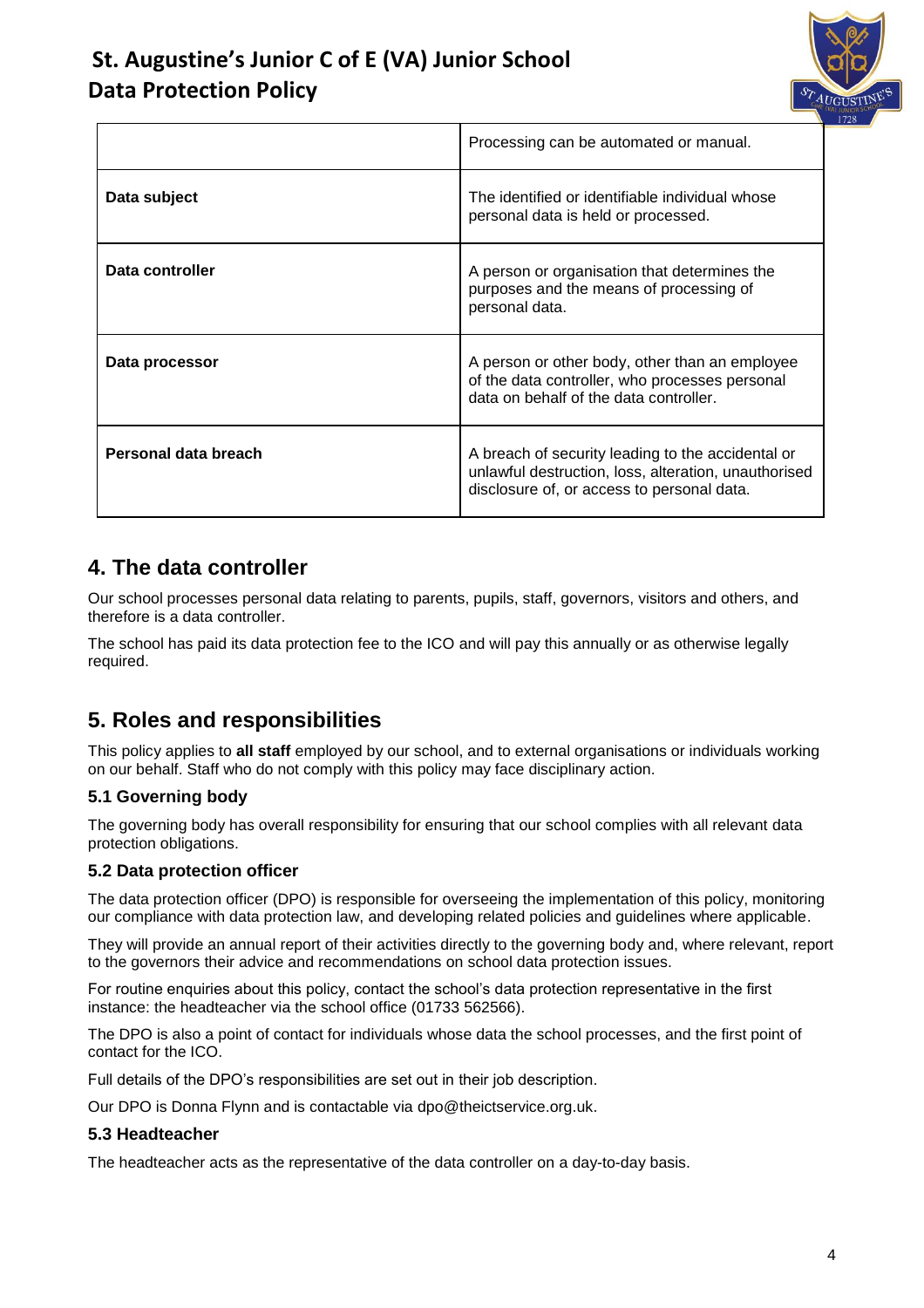| | |
|---|---|
| | Processing can be automated or manual. |
| **Data subject** | The identified or identifiable individual whose personal data is held or processed. |
| **Data controller** | A person or organisation that determines the purposes and the means of processing of personal data. |
| **Data processor** | A person or other body, other than an employee of the data controller, who processes personal data on behalf of the data controller. |
| **Personal data breach** | A breach of security leading to the accidental or unlawful destruction, loss, alteration, unauthorised disclosure of, or access to personal data. |

## 4. The data controller

Our school processes personal data relating to parents, pupils, staff, governors, visitors and others, and therefore is a data controller.

The school has paid its data protection fee to the ICO and will pay this annually or as otherwise legally required.

## 5. Roles and responsibilities

This policy applies to **all staff** employed by our school, and to external organisations or individuals working on our behalf. Staff who do not comply with this policy may face disciplinary action.

### 5.1 Governing body

The governing body has overall responsibility for ensuring that our school complies with all relevant data protection obligations.

### 5.2 Data protection officer

The data protection officer (DPO) is responsible for overseeing the implementation of this policy, monitoring our compliance with data protection law, and developing related policies and guidelines where applicable.

They will provide an annual report of their activities directly to the governing body and, where relevant, report to the governors their advice and recommendations on school data protection issues.

For routine enquiries about this policy, contact the school's data protection representative in the first instance: the headteacher via the school office (01733 562566).

The DPO is also a point of contact for individuals whose data the school processes, and the first point of contact for the ICO.

Full details of the DPO's responsibilities are set out in their job description.

Our DPO is Donna Flynn and is contactable via dpo@theictservice.org.uk.

### 5.3 Headteacher

The headteacher acts as the representative of the data controller on a day-to-day basis.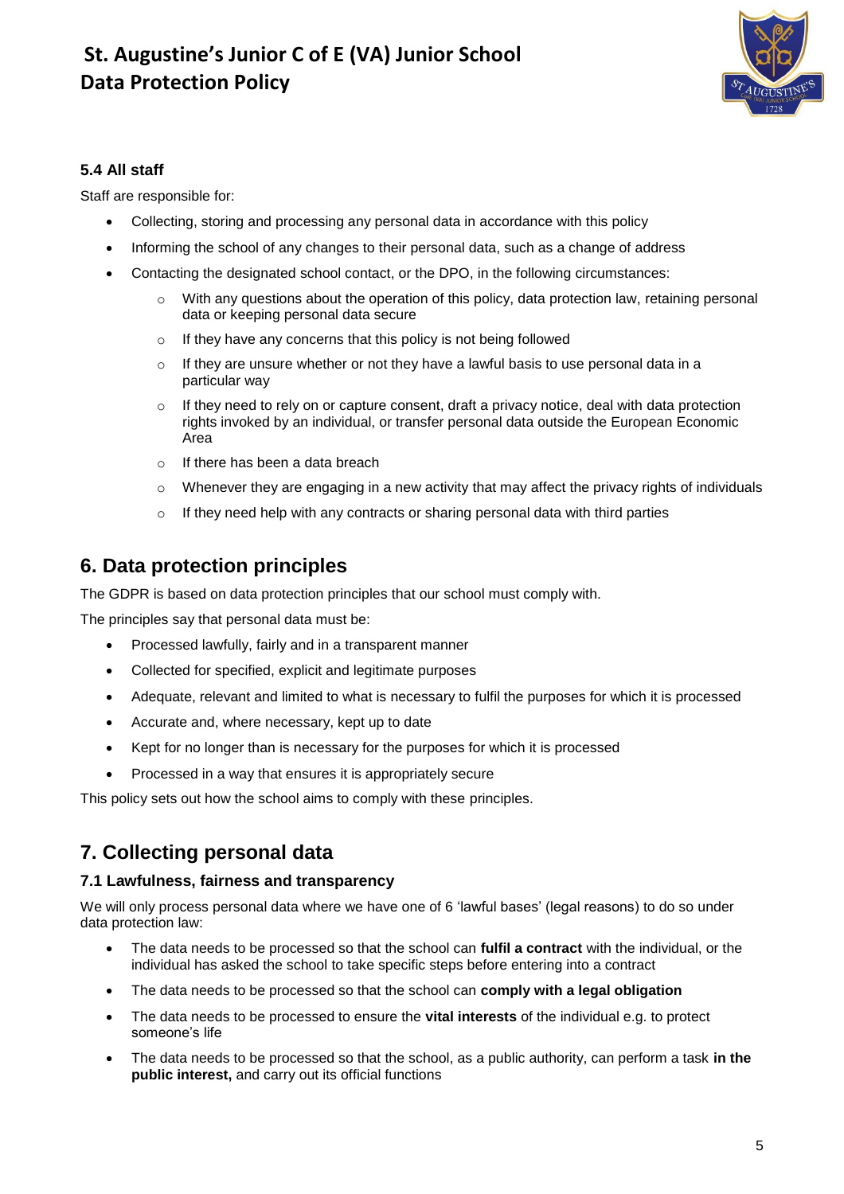### 5.4 All staff

Staff are responsible for:

- Collecting, storing and processing any personal data in accordance with this policy
- Informing the school of any changes to their personal data, such as a change of address
- Contacting the designated school contact, or the DPO, in the following circumstances:
  - With any questions about the operation of this policy, data protection law, retaining personal data or keeping personal data secure
  - If they have any concerns that this policy is not being followed
  - If they are unsure whether or not they have a lawful basis to use personal data in a particular way
  - If they need to rely on or capture consent, draft a privacy notice, deal with data protection rights invoked by an individual, or transfer personal data outside the European Economic Area
  - If there has been a data breach
  - Whenever they are engaging in a new activity that may affect the privacy rights of individuals
  - If they need help with any contracts or sharing personal data with third parties

## 6. Data protection principles

The GDPR is based on data protection principles that our school must comply with.

The principles say that personal data must be:

- Processed lawfully, fairly and in a transparent manner
- Collected for specified, explicit and legitimate purposes
- Adequate, relevant and limited to what is necessary to fulfil the purposes for which it is processed
- Accurate and, where necessary, kept up to date
- Kept for no longer than is necessary for the purposes for which it is processed
- Processed in a way that ensures it is appropriately secure

This policy sets out how the school aims to comply with these principles.

## 7. Collecting personal data

### 7.1 Lawfulness, fairness and transparency

We will only process personal data where we have one of 6 'lawful bases' (legal reasons) to do so under data protection law:

- The data needs to be processed so that the school can **fulfil a contract** with the individual, or the individual has asked the school to take specific steps before entering into a contract
- The data needs to be processed so that the school can **comply with a legal obligation**
- The data needs to be processed to ensure the **vital interests** of the individual e.g. to protect someone's life
- The data needs to be processed so that the school, as a public authority, can perform a task **in the public interest,** and carry out its official functions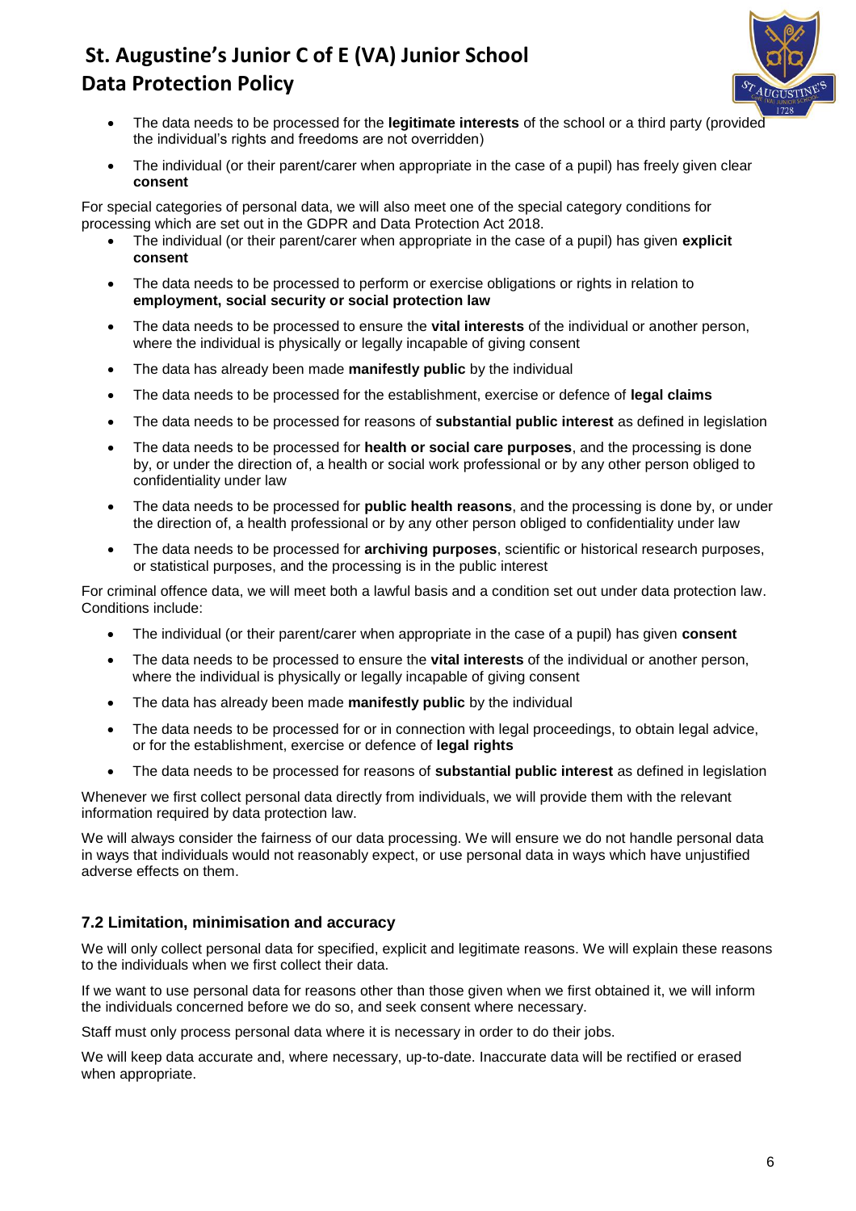- The data needs to be processed for the **legitimate interests** of the school or a third party (provided the individual's rights and freedoms are not overridden)
- The individual (or their parent/carer when appropriate in the case of a pupil) has freely given clear **consent**

For special categories of personal data, we will also meet one of the special category conditions for processing which are set out in the GDPR and Data Protection Act 2018.

- The individual (or their parent/carer when appropriate in the case of a pupil) has given **explicit consent**
- The data needs to be processed to perform or exercise obligations or rights in relation to **employment, social security or social protection law**
- The data needs to be processed to ensure the **vital interests** of the individual or another person, where the individual is physically or legally incapable of giving consent
- The data has already been made **manifestly public** by the individual
- The data needs to be processed for the establishment, exercise or defence of **legal claims**
- The data needs to be processed for reasons of **substantial public interest** as defined in legislation
- The data needs to be processed for **health or social care purposes**, and the processing is done by, or under the direction of, a health or social work professional or by any other person obliged to confidentiality under law
- The data needs to be processed for **public health reasons**, and the processing is done by, or under the direction of, a health professional or by any other person obliged to confidentiality under law
- The data needs to be processed for **archiving purposes**, scientific or historical research purposes, or statistical purposes, and the processing is in the public interest

For criminal offence data, we will meet both a lawful basis and a condition set out under data protection law. Conditions include:

- The individual (or their parent/carer when appropriate in the case of a pupil) has given **consent**
- The data needs to be processed to ensure the **vital interests** of the individual or another person, where the individual is physically or legally incapable of giving consent
- The data has already been made **manifestly public** by the individual
- The data needs to be processed for or in connection with legal proceedings, to obtain legal advice, or for the establishment, exercise or defence of **legal rights**
- The data needs to be processed for reasons of **substantial public interest** as defined in legislation

Whenever we first collect personal data directly from individuals, we will provide them with the relevant information required by data protection law.

We will always consider the fairness of our data processing. We will ensure we do not handle personal data in ways that individuals would not reasonably expect, or use personal data in ways which have unjustified adverse effects on them.

### 7.2 Limitation, minimisation and accuracy

We will only collect personal data for specified, explicit and legitimate reasons. We will explain these reasons to the individuals when we first collect their data.

If we want to use personal data for reasons other than those given when we first obtained it, we will inform the individuals concerned before we do so, and seek consent where necessary.

Staff must only process personal data where it is necessary in order to do their jobs.

We will keep data accurate and, where necessary, up-to-date. Inaccurate data will be rectified or erased when appropriate.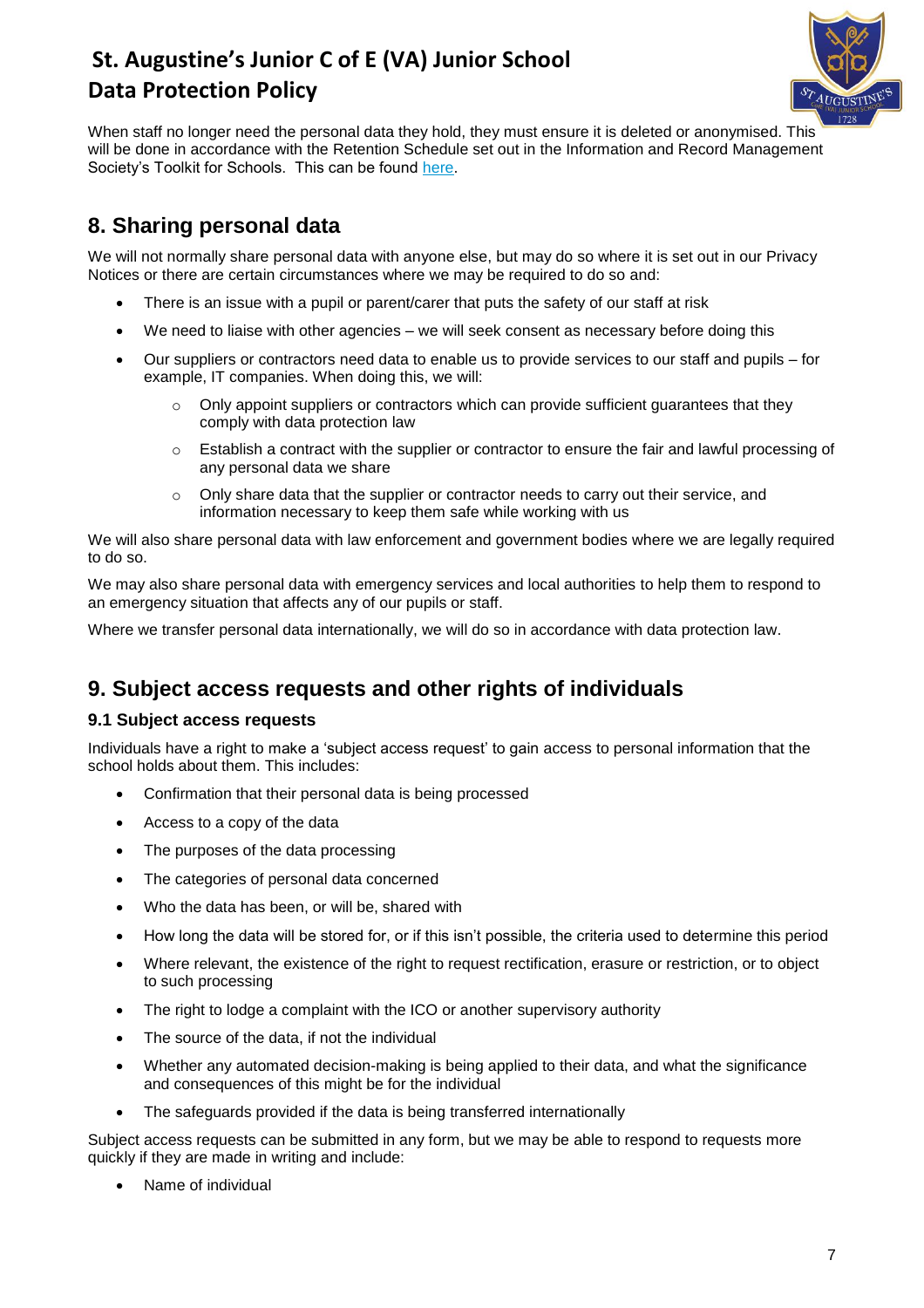When staff no longer need the personal data they hold, they must ensure it is deleted or anonymised. This will be done in accordance with the Retention Schedule set out in the Information and Record Management Society's Toolkit for Schools. This can be found here.

## 8. Sharing personal data

We will not normally share personal data with anyone else, but may do so where it is set out in our Privacy Notices or there are certain circumstances where we may be required to do so and:

- There is an issue with a pupil or parent/carer that puts the safety of our staff at risk
- We need to liaise with other agencies – we will seek consent as necessary before doing this
- Our suppliers or contractors need data to enable us to provide services to our staff and pupils – for example, IT companies. When doing this, we will:
    - Only appoint suppliers or contractors which can provide sufficient guarantees that they comply with data protection law
    - Establish a contract with the supplier or contractor to ensure the fair and lawful processing of any personal data we share
    - Only share data that the supplier or contractor needs to carry out their service, and information necessary to keep them safe while working with us

We will also share personal data with law enforcement and government bodies where we are legally required to do so.

We may also share personal data with emergency services and local authorities to help them to respond to an emergency situation that affects any of our pupils or staff.

Where we transfer personal data internationally, we will do so in accordance with data protection law.

## 9. Subject access requests and other rights of individuals

### 9.1 Subject access requests

Individuals have a right to make a 'subject access request' to gain access to personal information that the school holds about them. This includes:

- Confirmation that their personal data is being processed
- Access to a copy of the data
- The purposes of the data processing
- The categories of personal data concerned
- Who the data has been, or will be, shared with
- How long the data will be stored for, or if this isn't possible, the criteria used to determine this period
- Where relevant, the existence of the right to request rectification, erasure or restriction, or to object to such processing
- The right to lodge a complaint with the ICO or another supervisory authority
- The source of the data, if not the individual
- Whether any automated decision-making is being applied to their data, and what the significance and consequences of this might be for the individual
- The safeguards provided if the data is being transferred internationally

Subject access requests can be submitted in any form, but we may be able to respond to requests more quickly if they are made in writing and include:

- Name of individual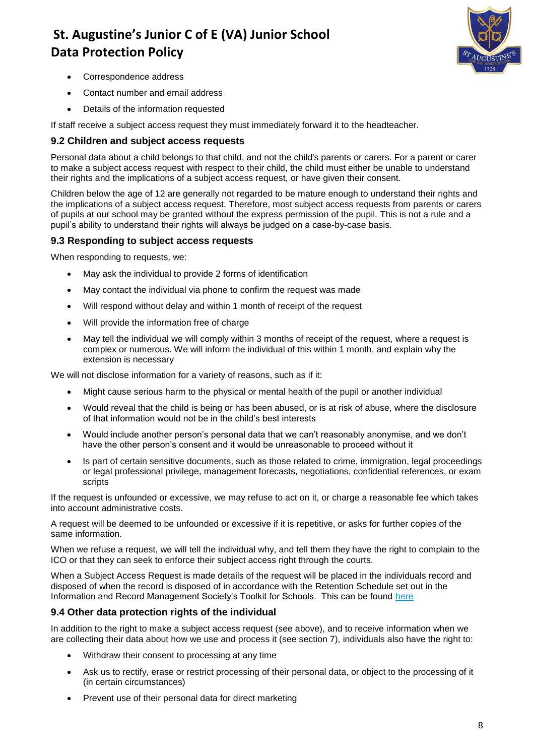- Correspondence address
- Contact number and email address
- Details of the information requested

If staff receive a subject access request they must immediately forward it to the headteacher.

### 9.2 Children and subject access requests

Personal data about a child belongs to that child, and not the child's parents or carers. For a parent or carer to make a subject access request with respect to their child, the child must either be unable to understand their rights and the implications of a subject access request, or have given their consent.

Children below the age of 12 are generally not regarded to be mature enough to understand their rights and the implications of a subject access request. Therefore, most subject access requests from parents or carers of pupils at our school may be granted without the express permission of the pupil. This is not a rule and a pupil's ability to understand their rights will always be judged on a case-by-case basis.

### 9.3 Responding to subject access requests

When responding to requests, we:

- May ask the individual to provide 2 forms of identification
- May contact the individual via phone to confirm the request was made
- Will respond without delay and within 1 month of receipt of the request
- Will provide the information free of charge
- May tell the individual we will comply within 3 months of receipt of the request, where a request is complex or numerous. We will inform the individual of this within 1 month, and explain why the extension is necessary

We will not disclose information for a variety of reasons, such as if it:

- Might cause serious harm to the physical or mental health of the pupil or another individual
- Would reveal that the child is being or has been abused, or is at risk of abuse, where the disclosure of that information would not be in the child's best interests
- Would include another person's personal data that we can't reasonably anonymise, and we don't have the other person's consent and it would be unreasonable to proceed without it
- Is part of certain sensitive documents, such as those related to crime, immigration, legal proceedings or legal professional privilege, management forecasts, negotiations, confidential references, or exam scripts

If the request is unfounded or excessive, we may refuse to act on it, or charge a reasonable fee which takes into account administrative costs.

A request will be deemed to be unfounded or excessive if it is repetitive, or asks for further copies of the same information.

When we refuse a request, we will tell the individual why, and tell them they have the right to complain to the ICO or that they can seek to enforce their subject access right through the courts.

When a Subject Access Request is made details of the request will be placed in the individuals record and disposed of when the record is disposed of in accordance with the Retention Schedule set out in the Information and Record Management Society's Toolkit for Schools. This can be found here

### 9.4 Other data protection rights of the individual

In addition to the right to make a subject access request (see above), and to receive information when we are collecting their data about how we use and process it (see section 7), individuals also have the right to:

- Withdraw their consent to processing at any time
- Ask us to rectify, erase or restrict processing of their personal data, or object to the processing of it (in certain circumstances)
- Prevent use of their personal data for direct marketing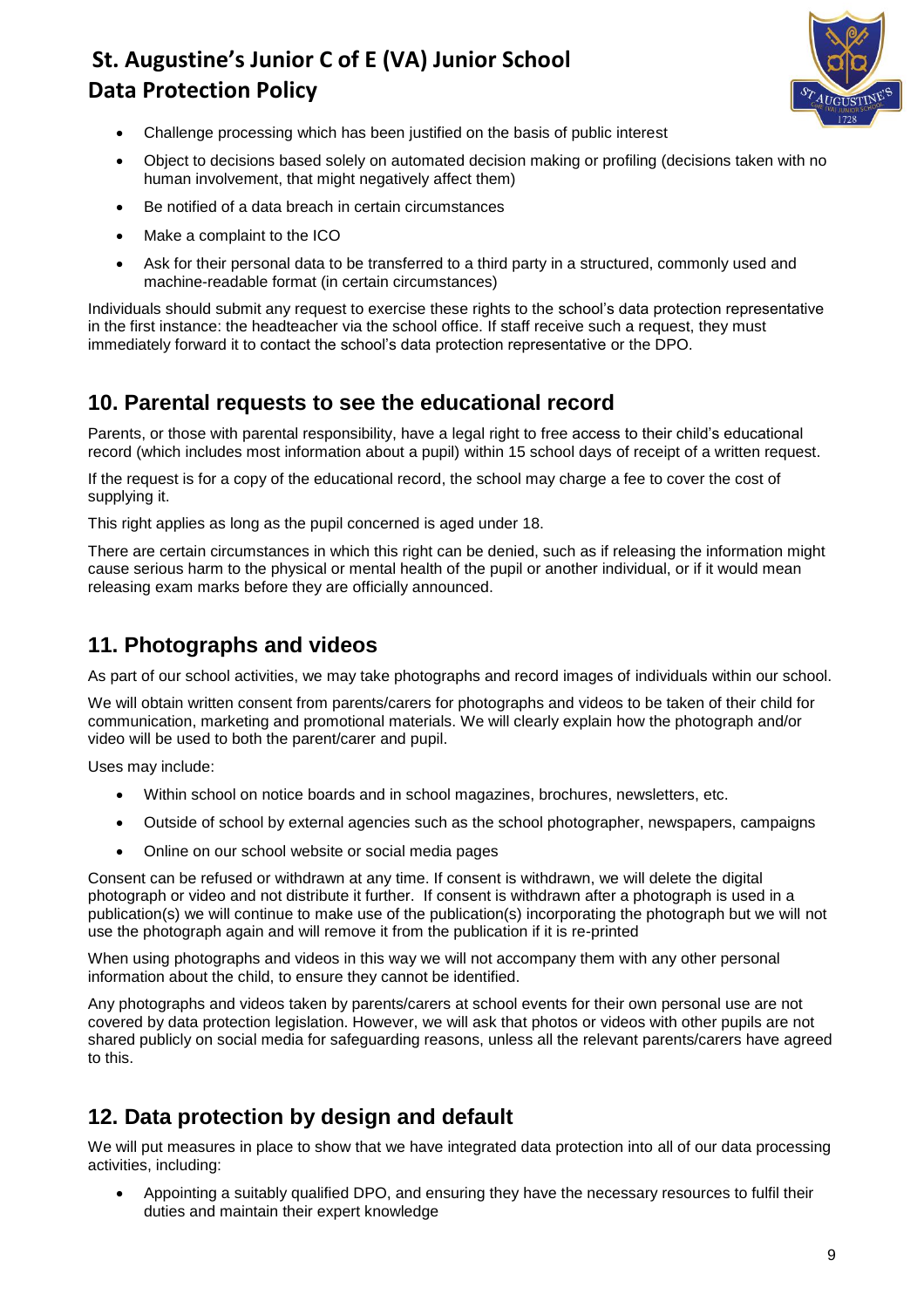- Challenge processing which has been justified on the basis of public interest
- Object to decisions based solely on automated decision making or profiling (decisions taken with no human involvement, that might negatively affect them)
- Be notified of a data breach in certain circumstances
- Make a complaint to the ICO
- Ask for their personal data to be transferred to a third party in a structured, commonly used and machine-readable format (in certain circumstances)

Individuals should submit any request to exercise these rights to the school's data protection representative in the first instance: the headteacher via the school office. If staff receive such a request, they must immediately forward it to contact the school's data protection representative or the DPO.

## 10. Parental requests to see the educational record

Parents, or those with parental responsibility, have a legal right to free access to their child's educational record (which includes most information about a pupil) within 15 school days of receipt of a written request.

If the request is for a copy of the educational record, the school may charge a fee to cover the cost of supplying it.

This right applies as long as the pupil concerned is aged under 18.

There are certain circumstances in which this right can be denied, such as if releasing the information might cause serious harm to the physical or mental health of the pupil or another individual, or if it would mean releasing exam marks before they are officially announced.

## 11. Photographs and videos

As part of our school activities, we may take photographs and record images of individuals within our school.

We will obtain written consent from parents/carers for photographs and videos to be taken of their child for communication, marketing and promotional materials. We will clearly explain how the photograph and/or video will be used to both the parent/carer and pupil.

Uses may include:

- Within school on notice boards and in school magazines, brochures, newsletters, etc.
- Outside of school by external agencies such as the school photographer, newspapers, campaigns
- Online on our school website or social media pages

Consent can be refused or withdrawn at any time. If consent is withdrawn, we will delete the digital photograph or video and not distribute it further. If consent is withdrawn after a photograph is used in a publication(s) we will continue to make use of the publication(s) incorporating the photograph but we will not use the photograph again and will remove it from the publication if it is re-printed

When using photographs and videos in this way we will not accompany them with any other personal information about the child, to ensure they cannot be identified.

Any photographs and videos taken by parents/carers at school events for their own personal use are not covered by data protection legislation. However, we will ask that photos or videos with other pupils are not shared publicly on social media for safeguarding reasons, unless all the relevant parents/carers have agreed to this.

## 12. Data protection by design and default

We will put measures in place to show that we have integrated data protection into all of our data processing activities, including:

- Appointing a suitably qualified DPO, and ensuring they have the necessary resources to fulfil their duties and maintain their expert knowledge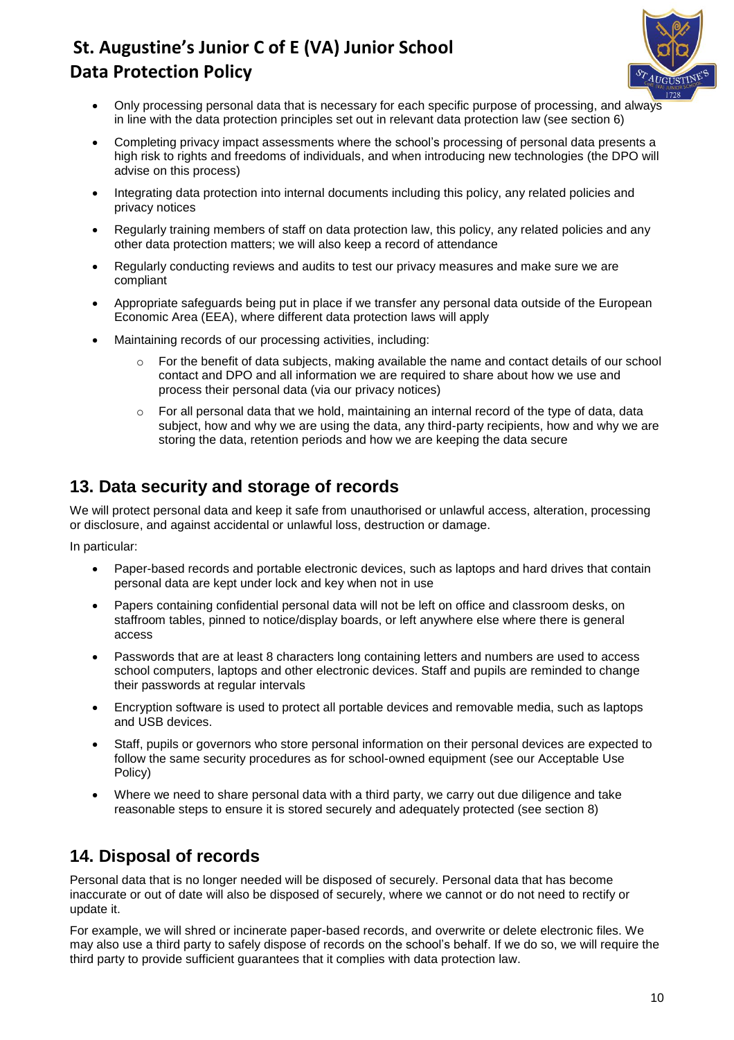- Only processing personal data that is necessary for each specific purpose of processing, and always in line with the data protection principles set out in relevant data protection law (see section 6)
- Completing privacy impact assessments where the school's processing of personal data presents a high risk to rights and freedoms of individuals, and when introducing new technologies (the DPO will advise on this process)
- Integrating data protection into internal documents including this policy, any related policies and privacy notices
- Regularly training members of staff on data protection law, this policy, any related policies and any other data protection matters; we will also keep a record of attendance
- Regularly conducting reviews and audits to test our privacy measures and make sure we are compliant
- Appropriate safeguards being put in place if we transfer any personal data outside of the European Economic Area (EEA), where different data protection laws will apply
- Maintaining records of our processing activities, including:
    - For the benefit of data subjects, making available the name and contact details of our school contact and DPO and all information we are required to share about how we use and process their personal data (via our privacy notices)
    - For all personal data that we hold, maintaining an internal record of the type of data, data subject, how and why we are using the data, any third-party recipients, how and why we are storing the data, retention periods and how we are keeping the data secure

## 13. Data security and storage of records

We will protect personal data and keep it safe from unauthorised or unlawful access, alteration, processing or disclosure, and against accidental or unlawful loss, destruction or damage.

In particular:

- Paper-based records and portable electronic devices, such as laptops and hard drives that contain personal data are kept under lock and key when not in use
- Papers containing confidential personal data will not be left on office and classroom desks, on staffroom tables, pinned to notice/display boards, or left anywhere else where there is general access
- Passwords that are at least 8 characters long containing letters and numbers are used to access school computers, laptops and other electronic devices. Staff and pupils are reminded to change their passwords at regular intervals
- Encryption software is used to protect all portable devices and removable media, such as laptops and USB devices.
- Staff, pupils or governors who store personal information on their personal devices are expected to follow the same security procedures as for school-owned equipment (see our Acceptable Use Policy)
- Where we need to share personal data with a third party, we carry out due diligence and take reasonable steps to ensure it is stored securely and adequately protected (see section 8)

## 14. Disposal of records

Personal data that is no longer needed will be disposed of securely. Personal data that has become inaccurate or out of date will also be disposed of securely, where we cannot or do not need to rectify or update it.

For example, we will shred or incinerate paper-based records, and overwrite or delete electronic files. We may also use a third party to safely dispose of records on the school's behalf. If we do so, we will require the third party to provide sufficient guarantees that it complies with data protection law.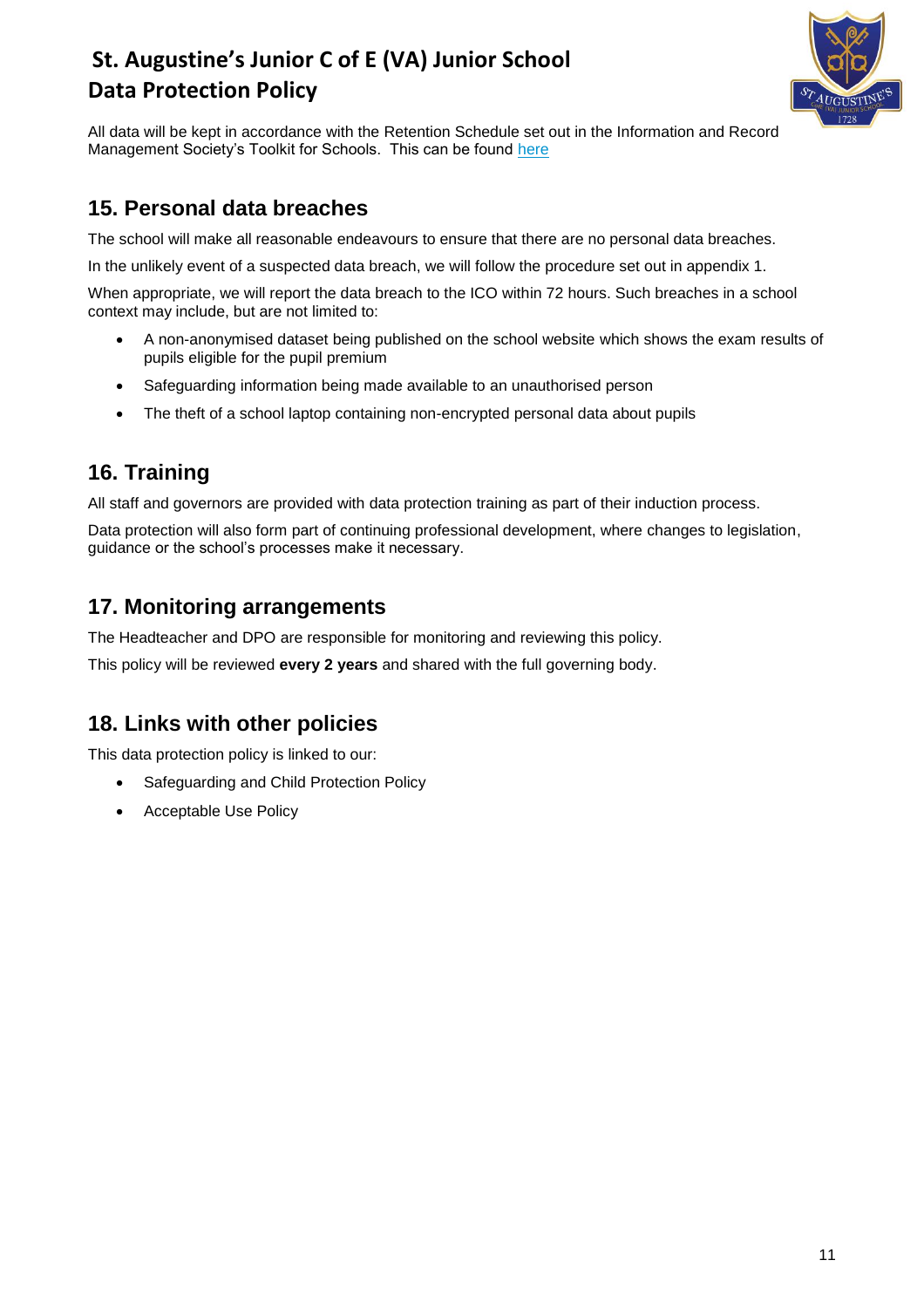All data will be kept in accordance with the Retention Schedule set out in the Information and Record Management Society's Toolkit for Schools. This can be found here

## 15. Personal data breaches

The school will make all reasonable endeavours to ensure that there are no personal data breaches.

In the unlikely event of a suspected data breach, we will follow the procedure set out in appendix 1.

When appropriate, we will report the data breach to the ICO within 72 hours. Such breaches in a school context may include, but are not limited to:

- A non-anonymised dataset being published on the school website which shows the exam results of pupils eligible for the pupil premium
- Safeguarding information being made available to an unauthorised person
- The theft of a school laptop containing non-encrypted personal data about pupils

## 16. Training

All staff and governors are provided with data protection training as part of their induction process.

Data protection will also form part of continuing professional development, where changes to legislation, guidance or the school's processes make it necessary.

## 17. Monitoring arrangements

The Headteacher and DPO are responsible for monitoring and reviewing this policy.

This policy will be reviewed **every 2 years** and shared with the full governing body.

## 18. Links with other policies

This data protection policy is linked to our:

- Safeguarding and Child Protection Policy
- Acceptable Use Policy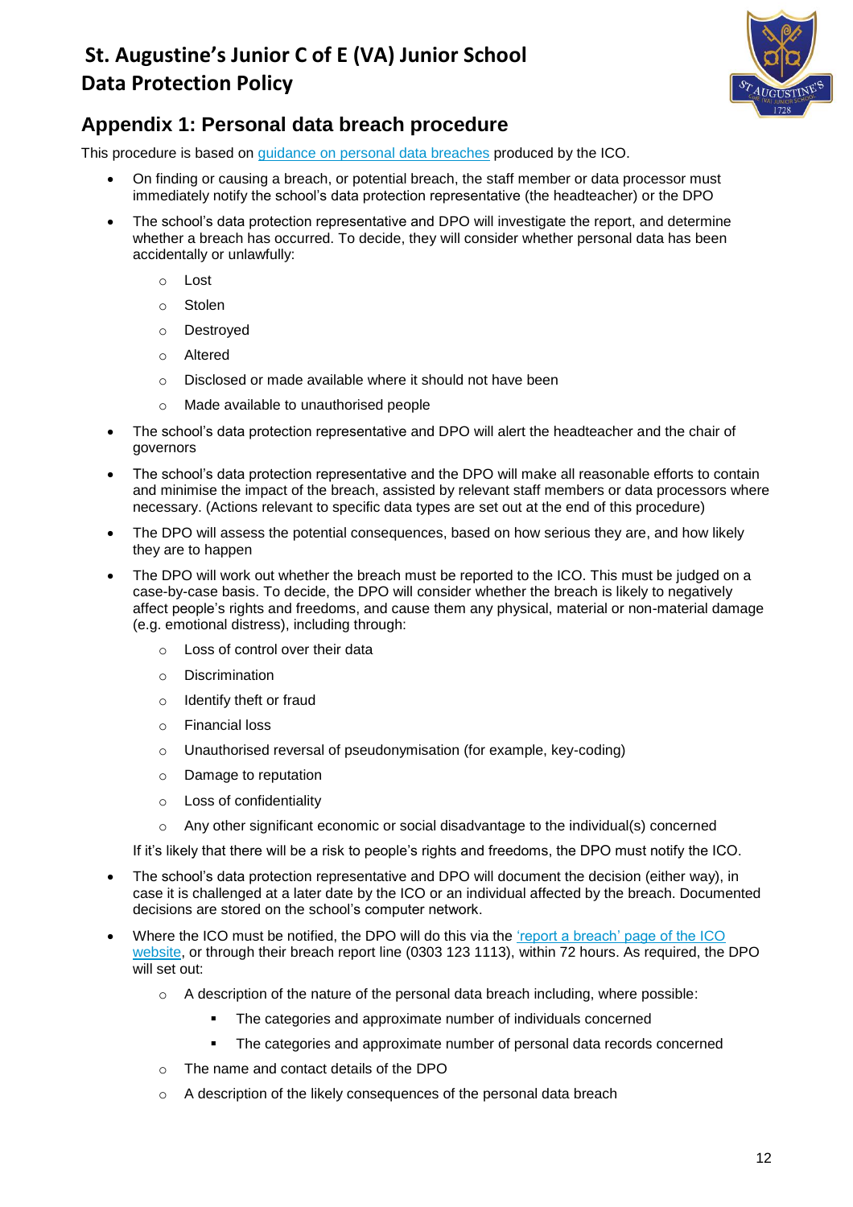## Appendix 1: Personal data breach procedure

This procedure is based on guidance on personal data breaches produced by the ICO.

- On finding or causing a breach, or potential breach, the staff member or data processor must immediately notify the school's data protection representative (the headteacher) or the DPO
- The school's data protection representative and DPO will investigate the report, and determine whether a breach has occurred. To decide, they will consider whether personal data has been accidentally or unlawfully:
    - Lost
    - Stolen
    - Destroyed
    - Altered
    - Disclosed or made available where it should not have been
    - Made available to unauthorised people
- The school's data protection representative and DPO will alert the headteacher and the chair of governors
- The school's data protection representative and the DPO will make all reasonable efforts to contain and minimise the impact of the breach, assisted by relevant staff members or data processors where necessary. (Actions relevant to specific data types are set out at the end of this procedure)
- The DPO will assess the potential consequences, based on how serious they are, and how likely they are to happen
- The DPO will work out whether the breach must be reported to the ICO. This must be judged on a case-by-case basis. To decide, the DPO will consider whether the breach is likely to negatively affect people's rights and freedoms, and cause them any physical, material or non-material damage (e.g. emotional distress), including through:
    - Loss of control over their data
    - Discrimination
    - Identify theft or fraud
    - Financial loss
    - Unauthorised reversal of pseudonymisation (for example, key-coding)
    - Damage to reputation
    - Loss of confidentiality
    - Any other significant economic or social disadvantage to the individual(s) concerned

  If it's likely that there will be a risk to people's rights and freedoms, the DPO must notify the ICO.
- The school's data protection representative and DPO will document the decision (either way), in case it is challenged at a later date by the ICO or an individual affected by the breach. Documented decisions are stored on the school's computer network.
- Where the ICO must be notified, the DPO will do this via the 'report a breach' page of the ICO website, or through their breach report line (0303 123 1113), within 72 hours. As required, the DPO will set out:
    - A description of the nature of the personal data breach including, where possible:
        - The categories and approximate number of individuals concerned
        - The categories and approximate number of personal data records concerned
    - The name and contact details of the DPO
    - A description of the likely consequences of the personal data breach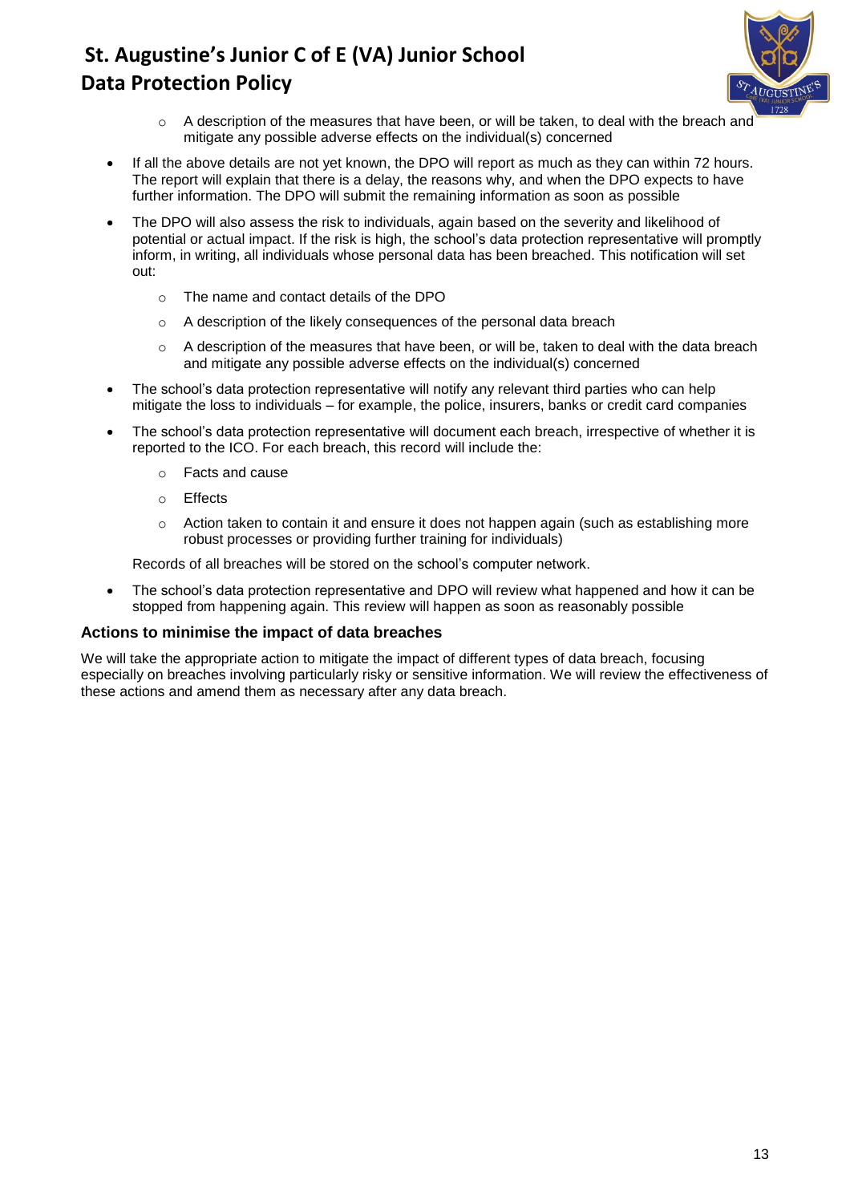- A description of the measures that have been, or will be taken, to deal with the breach and mitigate any possible adverse effects on the individual(s) concerned

- If all the above details are not yet known, the DPO will report as much as they can within 72 hours. The report will explain that there is a delay, the reasons why, and when the DPO expects to have further information. The DPO will submit the remaining information as soon as possible

- The DPO will also assess the risk to individuals, again based on the severity and likelihood of potential or actual impact. If the risk is high, the school's data protection representative will promptly inform, in writing, all individuals whose personal data has been breached. This notification will set out:

    - The name and contact details of the DPO
    - A description of the likely consequences of the personal data breach
    - A description of the measures that have been, or will be, taken to deal with the data breach and mitigate any possible adverse effects on the individual(s) concerned

- The school's data protection representative will notify any relevant third parties who can help mitigate the loss to individuals – for example, the police, insurers, banks or credit card companies

- The school's data protection representative will document each breach, irrespective of whether it is reported to the ICO. For each breach, this record will include the:

    - Facts and cause
    - Effects
    - Action taken to contain it and ensure it does not happen again (such as establishing more robust processes or providing further training for individuals)

  Records of all breaches will be stored on the school's computer network.

- The school's data protection representative and DPO will review what happened and how it can be stopped from happening again. This review will happen as soon as reasonably possible

### Actions to minimise the impact of data breaches

We will take the appropriate action to mitigate the impact of different types of data breach, focusing especially on breaches involving particularly risky or sensitive information. We will review the effectiveness of these actions and amend them as necessary after any data breach.